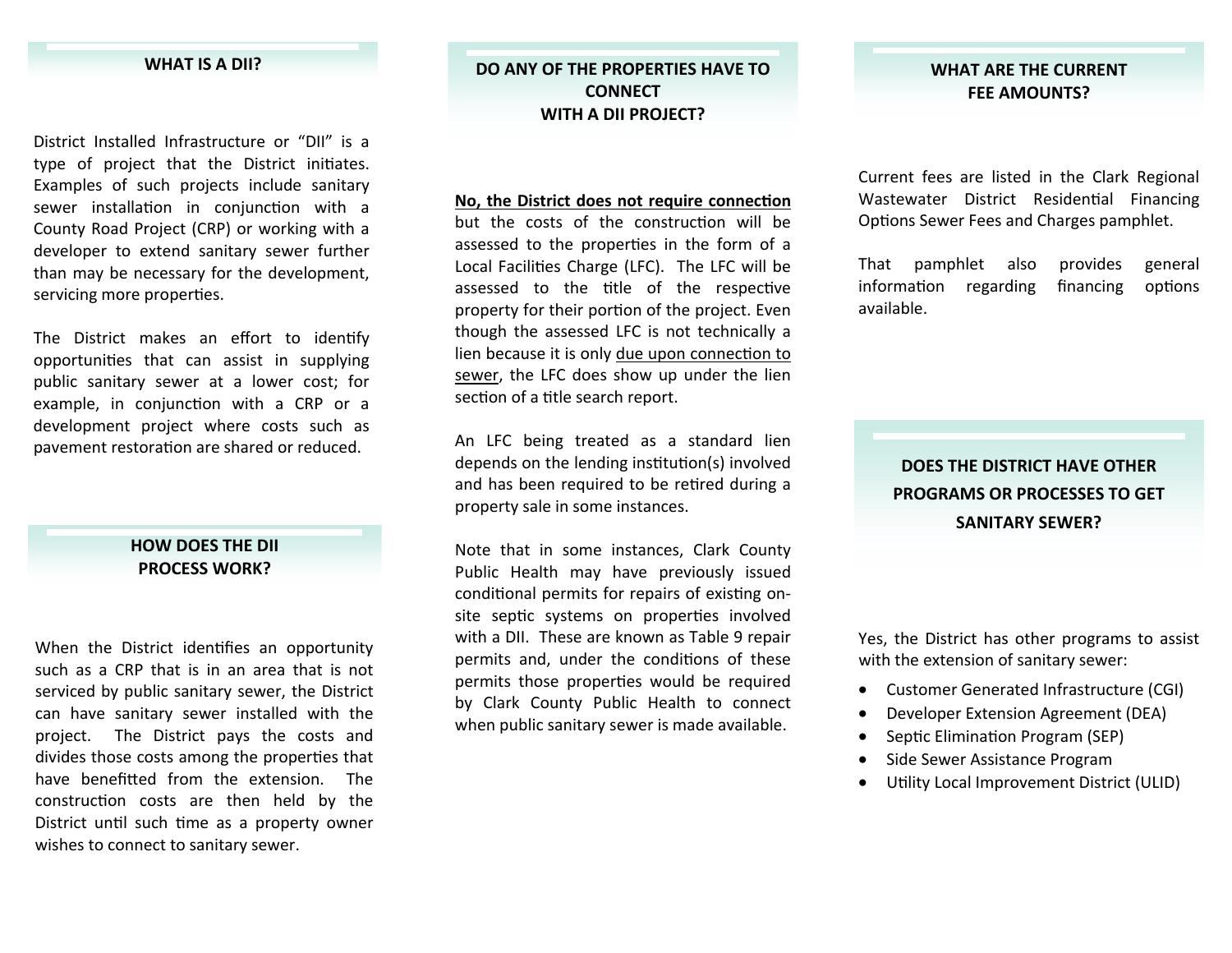## WHAT IS A DII?

District Installed Infrastructure or "DII" is a type of project that the District initiates. Examples of such projects include sanitary sewer installation in conjunction with a County Road Project (CRP) or working with a developer to extend sanitary sewer further than may be necessary for the development, servicing more properties.

The District makes an effort to identify opportunities that can assist in supplying public sanitary sewer at a lower cost; for example, in conjunction with a CRP or a development project where costs such as pavement restoration are shared or reduced.

## HOW DOES THE DII PROCESS WORK?

When the District identifies an opportunity such as a CRP that is in an area that is not serviced by public sanitary sewer, the District can have sanitary sewer installed with the project. The District pays the costs and divides those costs among the properties that have benefitted from the extension. The construction costs are then held by the District until such time as a property owner wishes to connect to sanitary sewer.

## DO ANY OF THE PROPERTIES HAVE TO CONNECT WITH A DII PROJECT?

**No, the District does not require connection** but the costs of the construction will be assessed to the properties in the form of a Local Facilities Charge (LFC). The LFC will be assessed to the title of the respective property for their portion of the project. Even though the assessed LFC is not technically a lien because it is only due upon connection to sewer, the LFC does show up under the lien section of a title search report.

An LFC being treated as a standard lien depends on the lending institution(s) involved and has been required to be retired during a property sale in some instances.

Note that in some instances, Clark County Public Health may have previously issued conditional permits for repairs of existing on-site septic systems on properties involved with a DII. These are known as Table 9 repair permits and, under the conditions of these permits those properties would be required by Clark County Public Health to connect when public sanitary sewer is made available.

## WHAT ARE THE CURRENT FEE AMOUNTS?

Current fees are listed in the Clark Regional Wastewater District Residential Financing Options Sewer Fees and Charges pamphlet.

That pamphlet also provides general information regarding financing options available.

## DOES THE DISTRICT HAVE OTHER PROGRAMS OR PROCESSES TO GET SANITARY SEWER?

Yes, the District has other programs to assist with the extension of sanitary sewer:

- Customer Generated Infrastructure (CGI)
- Developer Extension Agreement (DEA)
- Septic Elimination Program (SEP)
- Side Sewer Assistance Program
- Utility Local Improvement District (ULID)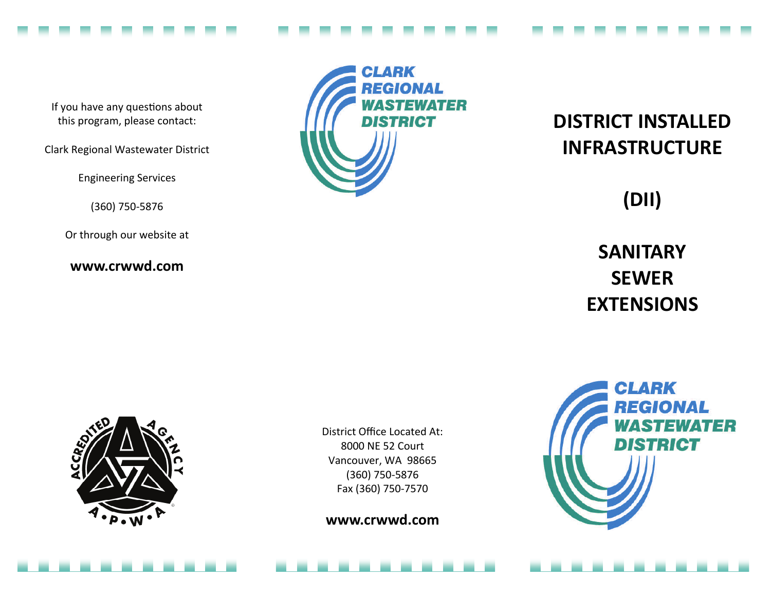If you have any questions about this program, please contact:

Clark Regional Wastewater District

Engineering Services

(360) 750-5876

Or through our website at

**www.crwwd.com**

CLARK REGIONAL WASTEWATER DISTRICT

District Office Located At:
8000 NE 52 Court
Vancouver, WA 98665
(360) 750-5876
Fax (360) 750-7570

**www.crwwd.com**

# DISTRICT INSTALLED INFRASTRUCTURE

# (DII)

# SANITARY SEWER EXTENSIONS

CLARK REGIONAL WASTEWATER DISTRICT